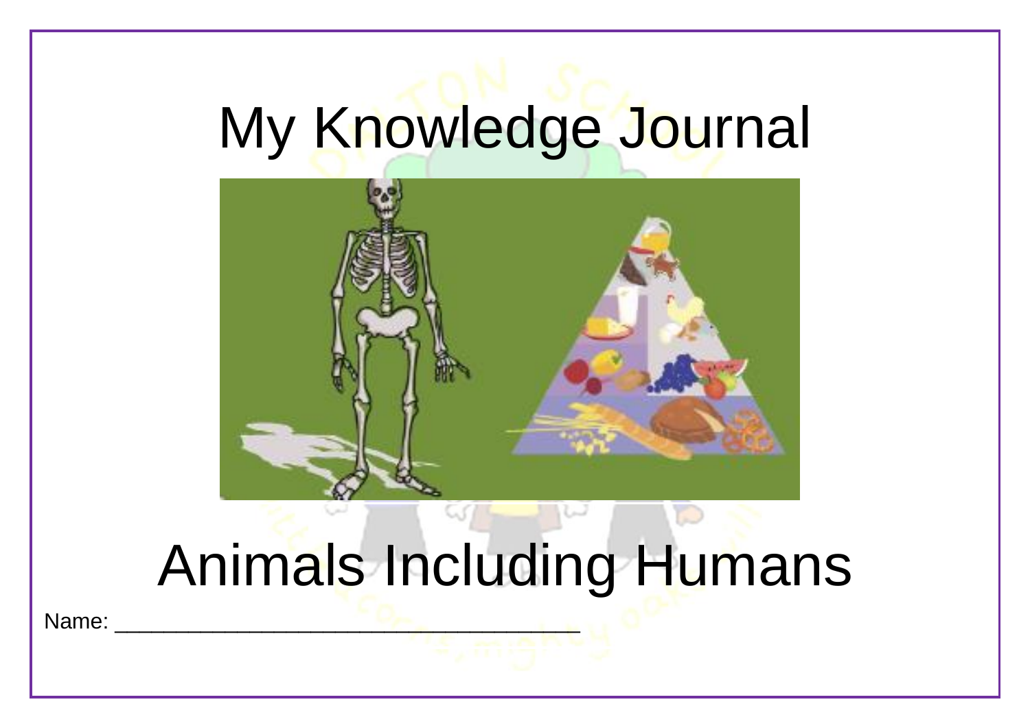# My Knowledge Journal

# Animals Including Humans

Name: ___________________________________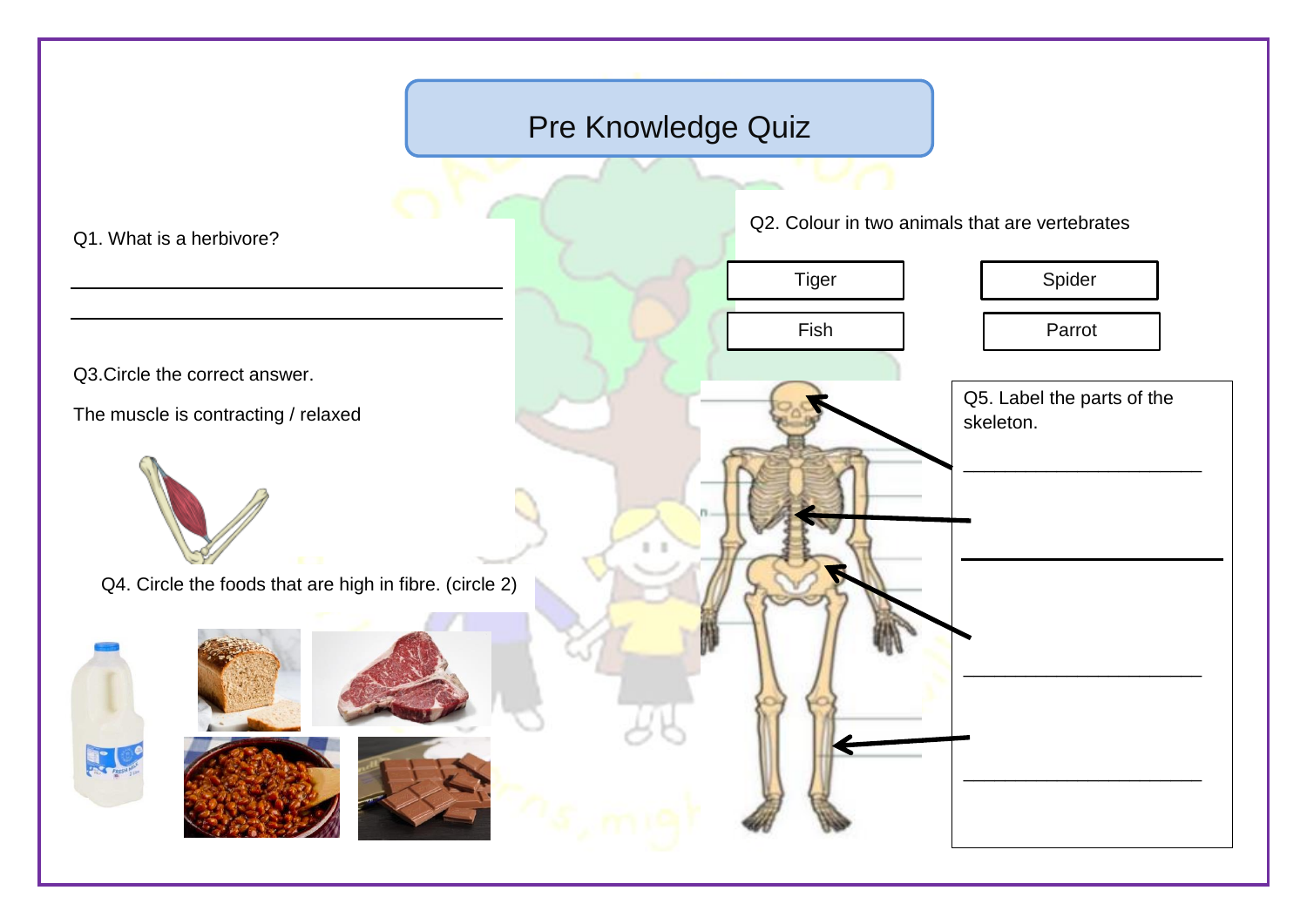# Pre Knowledge Quiz

Q1. What is a herbivore?

___________________________________________

___________________________________________

Q2. Colour in two animals that are vertebrates

| Tiger | Spider |
|---|---|
| Fish | Parrot |

Q3.Circle the correct answer.

The muscle is contracting / relaxed

Q4. Circle the foods that are high in fibre. (circle 2)

Q5. Label the parts of the skeleton.

________________________

________________________

________________________

________________________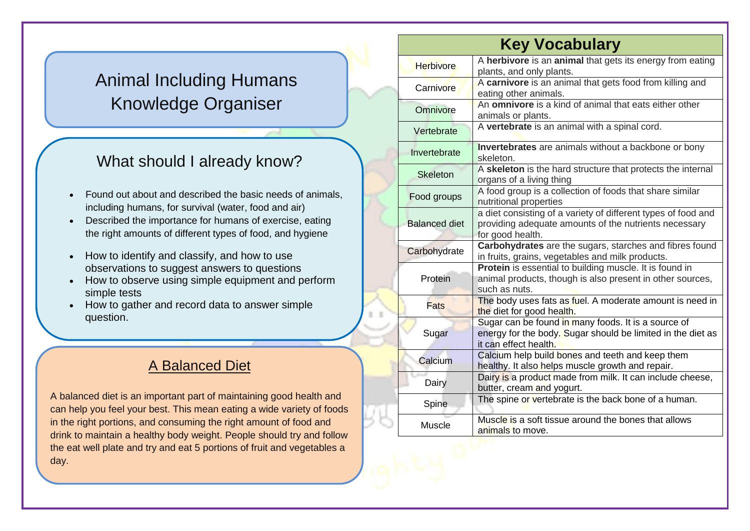# Animal Including Humans Knowledge Organiser

## What should I already know?

- Found out about and described the basic needs of animals, including humans, for survival (water, food and air)
- Described the importance for humans of exercise, eating the right amounts of different types of food, and hygiene
- How to identify and classify, and how to use observations to suggest answers to questions
- How to observe using simple equipment and perform simple tests
- How to gather and record data to answer simple question.

## A Balanced Diet

A balanced diet is an important part of maintaining good health and can help you feel your best. This mean eating a wide variety of foods in the right portions, and consuming the right amount of food and drink to maintain a healthy body weight. People should try and follow the eat well plate and try and eat 5 portions of fruit and vegetables a day.

## Key Vocabulary

| Key Vocabulary | |
|---|---|
| Herbivore | A **herbivore** is an **animal** that gets its energy from eating plants, and only plants. |
| Carnivore | A **carnivore** is an animal that gets food from killing and eating other animals. |
| Omnivore | An **omnivore** is a kind of animal that eats either other animals or plants. |
| Vertebrate | A **vertebrate** is an animal with a spinal cord. |
| Invertebrate | **Invertebrates** are animals without a backbone or bony skeleton. |
| Skeleton | A **skeleton** is the hard structure that protects the internal organs of a living thing |
| Food groups | A food group is a collection of foods that share similar nutritional properties |
| Balanced diet | a diet consisting of a variety of different types of food and providing adequate amounts of the nutrients necessary for good health. |
| Carbohydrate | **Carbohydrates** are the sugars, starches and fibres found in fruits, grains, vegetables and milk products. |
| Protein | **Protein** is essential to building muscle. It is found in animal products, though is also present in other sources, such as nuts. |
| Fats | The body uses fats as fuel. A moderate amount is need in the diet for good health. |
| Sugar | Sugar can be found in many foods. It is a source of energy for the body. Sugar should be limited in the diet as it can effect health. |
| Calcium | Calcium help build bones and teeth and keep them healthy. It also helps muscle growth and repair. |
| Dairy | Dairy is a product made from milk. It can include cheese, butter, cream and yogurt. |
| Spine | The spine or vertebrate is the back bone of a human. |
| Muscle | Muscle is a soft tissue around the bones that allows animals to move. |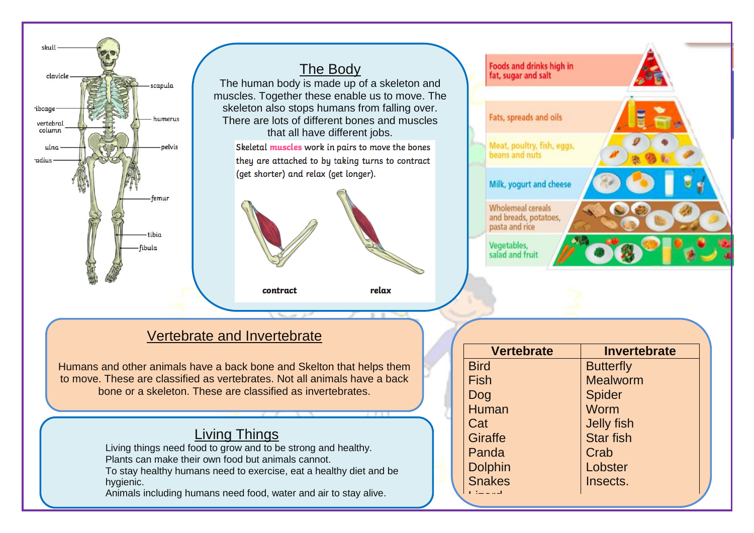skull

clavicle

scapula

ribcage

humerus

vertebral column

ulna

pelvis

radius

femur

tibia

fibula

## The Body

The human body is made up of a skeleton and muscles. Together these enable us to move. The skeleton also stops humans from falling over. There are lots of different bones and muscles that all have different jobs.

Skeletal **muscles** work in pairs to move the bones they are attached to by taking turns to contract (get shorter) and relax (get longer).

**contract** **relax**

Foods and drinks high in fat, sugar and salt

Fats, spreads and oils

Meat, poultry, fish, eggs, beans and nuts

Milk, yogurt and cheese

Wholemeal cereals and breads, potatoes, pasta and rice

Vegetables, salad and fruit

## Vertebrate and Invertebrate

Humans and other animals have a back bone and Skelton that helps them to move. These are classified as vertebrates. Not all animals have a back bone or a skeleton. These are classified as invertebrates.

| Vertebrate | Invertebrate |
|---|---|
| Bird | Butterfly |
| Fish | Mealworm |
| Dog | Spider |
| Human | Worm |
| Cat | Jelly fish |
| Giraffe | Star fish |
| Panda | Crab |
| Dolphin | Lobster |
| Snakes | Insects. |
| Lizard | |

## Living Things

Living things need food to grow and to be strong and healthy.
Plants can make their own food but animals cannot.
To stay healthy humans need to exercise, eat a healthy diet and be hygienic.
Animals including humans need food, water and air to stay alive.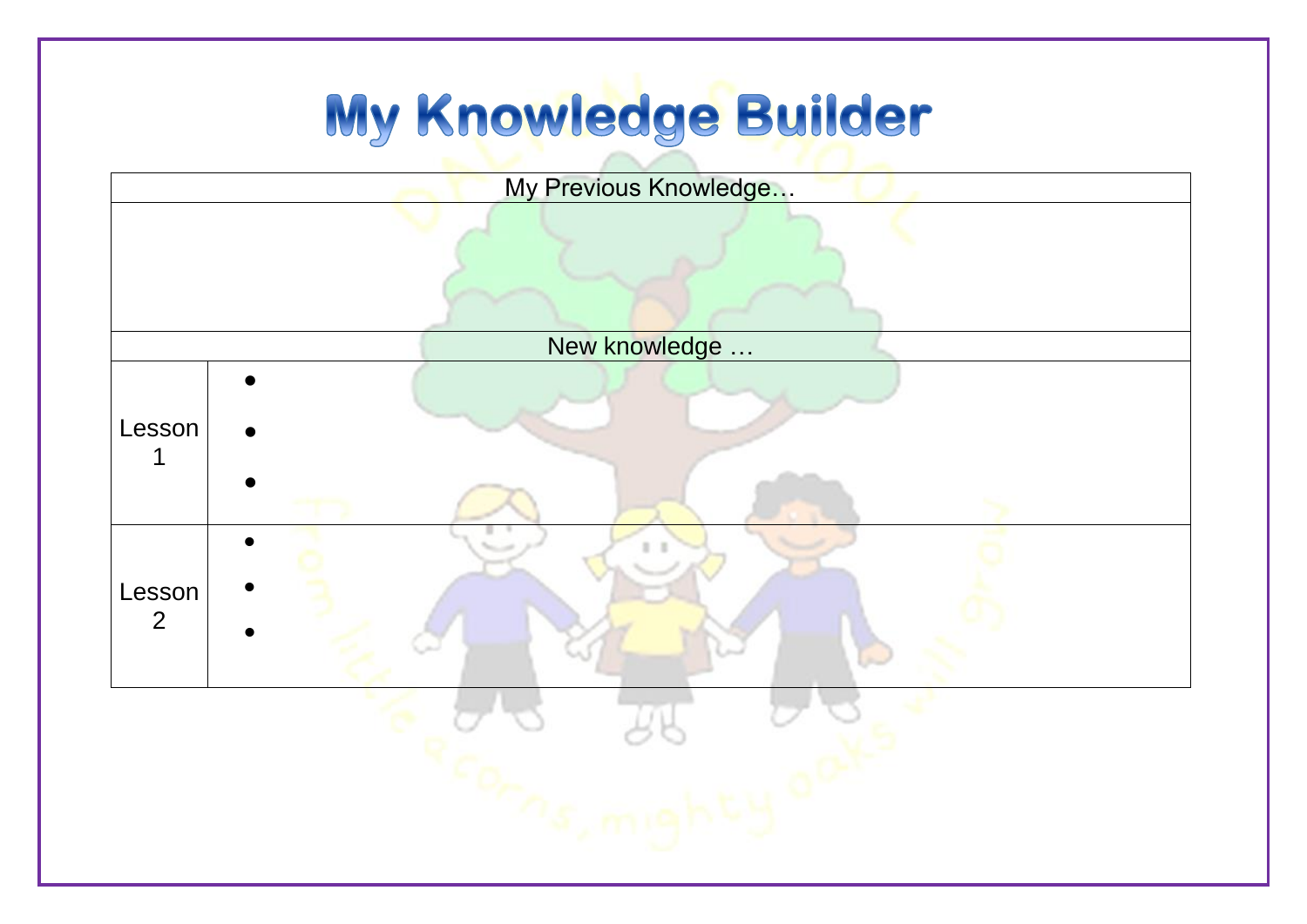# My Knowledge Builder

| My Previous Knowledge… | |
|---|---|
| | |
| New knowledge … | |
| Lesson 1 | • <br> • <br> • |
| Lesson 2 | • <br> • <br> • |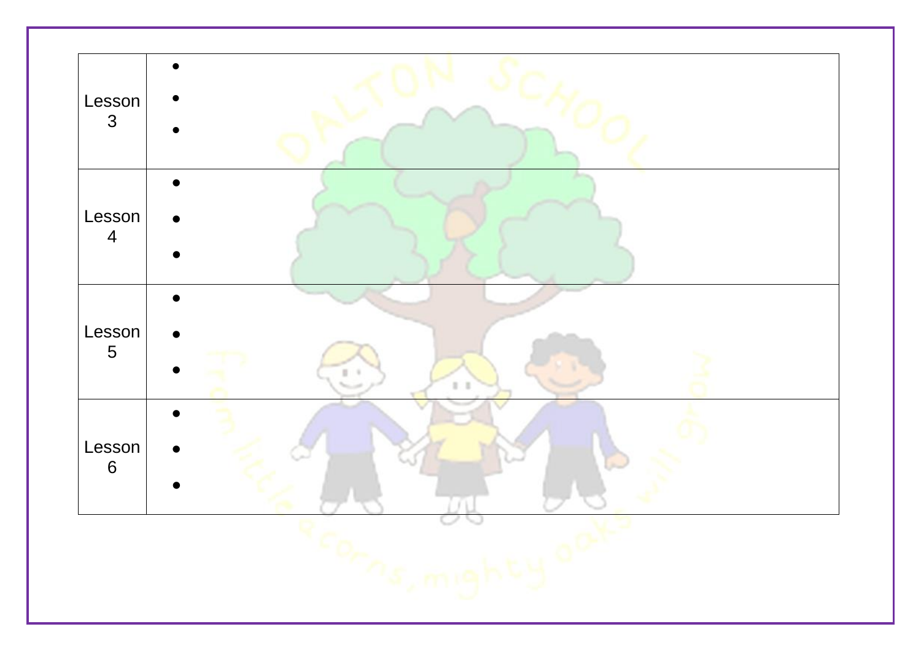| Lesson 3 | • <br> • <br> • |
|---|---|
| Lesson 4 | • <br> • <br> • |
| Lesson 5 | • <br> • <br> • |
| Lesson 6 | • <br> • <br> • |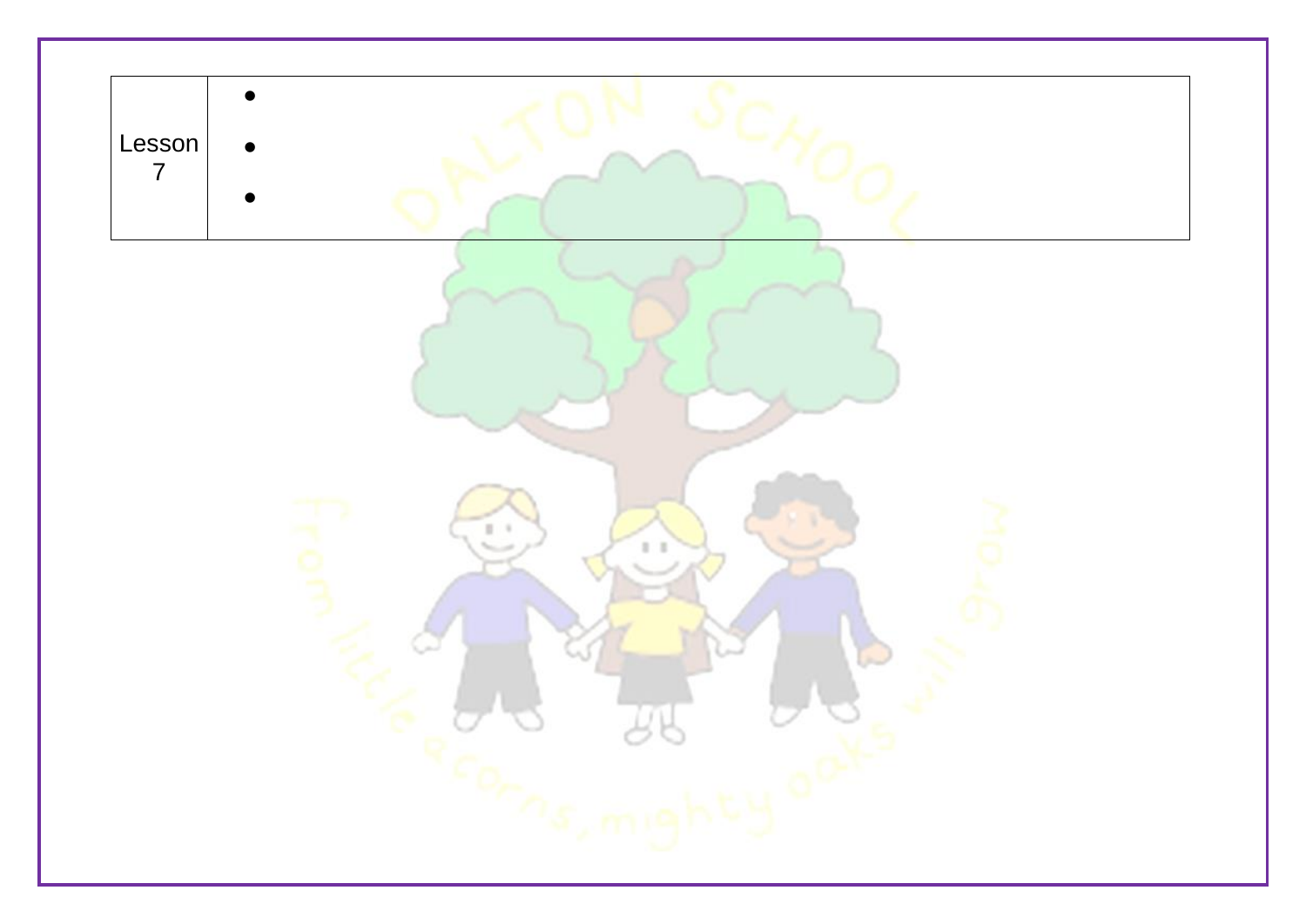| Lesson 7 | <ul><li></li><li></li><li></li></ul> |
|---|---|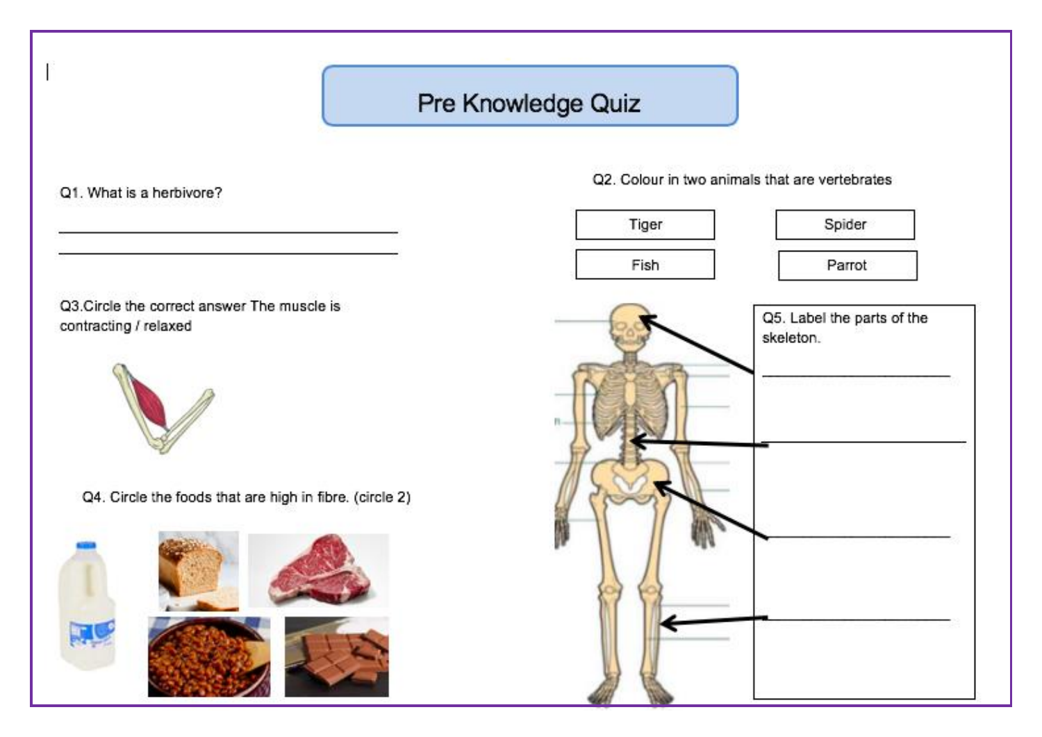# Pre Knowledge Quiz

Q1. What is a herbivore?

\_\_\_\_\_\_\_\_\_\_\_\_\_\_\_\_\_\_\_\_\_\_\_\_\_\_\_\_\_\_\_\_\_\_\_\_\_\_\_\_

\_\_\_\_\_\_\_\_\_\_\_\_\_\_\_\_\_\_\_\_\_\_\_\_\_\_\_\_\_\_\_\_\_\_\_\_\_\_\_\_

Q2. Colour in two animals that are vertebrates

| Tiger | Spider |
| --- | --- |
| Fish | Parrot |

Q3.Circle the correct answer The muscle is contracting / relaxed

Q4. Circle the foods that are high in fibre. (circle 2)

Q5. Label the parts of the skeleton.

\_\_\_\_\_\_\_\_\_\_\_\_\_\_\_\_\_\_\_\_\_\_\_\_

\_\_\_\_\_\_\_\_\_\_\_\_\_\_\_\_\_\_\_\_\_\_\_\_

\_\_\_\_\_\_\_\_\_\_\_\_\_\_\_\_\_\_\_\_\_\_\_\_

\_\_\_\_\_\_\_\_\_\_\_\_\_\_\_\_\_\_\_\_\_\_\_\_